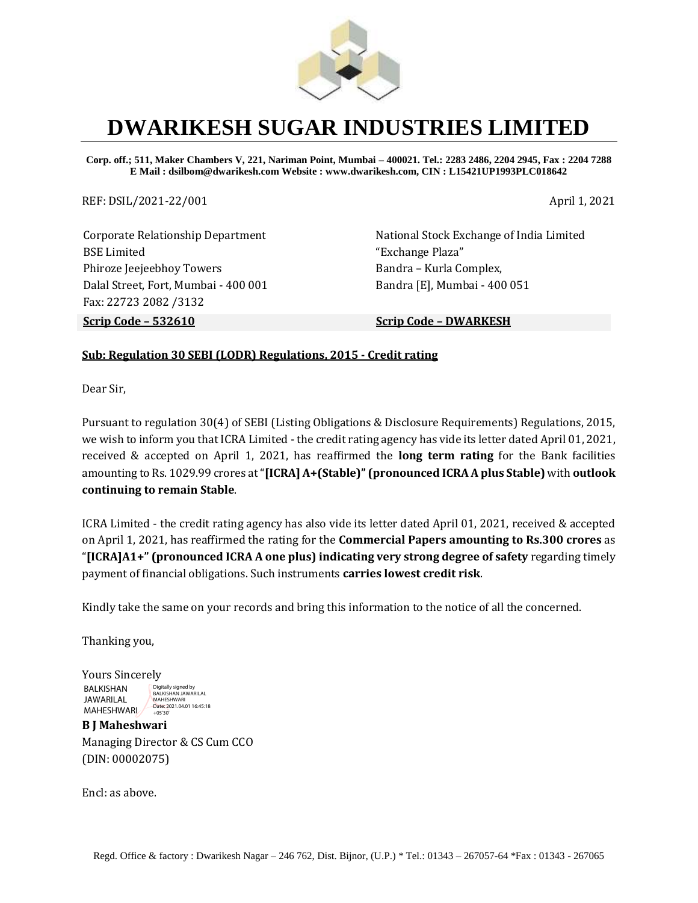# DWARIKESH SUGAR INDUSTRIES LIMITED

**Corp. off.; 511, Maker Chambers V, 221, Nariman Point, Mumbai – 400021. Tel.: 2283 2486, 2204 2945, Fax : 2204 7288**
**E Mail : dsilbom@dwarikesh.com Website : www.dwarikesh.com, CIN : L15421UP1993PLC018642**

REF: DSIL/2021-22/001

April 1, 2021

Corporate Relationship Department
BSE Limited
Phiroze Jeejeebhoy Towers
Dalal Street, Fort, Mumbai - 400 001
Fax: 22723 2082 /3132
**Scrip Code – 532610**

National Stock Exchange of India Limited
"Exchange Plaza"
Bandra – Kurla Complex,
Bandra [E], Mumbai - 400 051
**Scrip Code – DWARKESH**

**Sub: Regulation 30 SEBI (LODR) Regulations, 2015 - Credit rating**

Dear Sir,

Pursuant to regulation 30(4) of SEBI (Listing Obligations & Disclosure Requirements) Regulations, 2015, we wish to inform you that ICRA Limited - the credit rating agency has vide its letter dated April 01, 2021, received & accepted on April 1, 2021, has reaffirmed the **long term rating** for the Bank facilities amounting to Rs. 1029.99 crores at "**[ICRA] A+(Stable)" (pronounced ICRA A plus Stable)** with **outlook continuing to remain Stable**.

ICRA Limited - the credit rating agency has also vide its letter dated April 01, 2021, received & accepted on April 1, 2021, has reaffirmed the rating for the **Commercial Papers amounting to Rs.300 crores** as "**[ICRA]A1+" (pronounced ICRA A one plus) indicating very strong degree of safety** regarding timely payment of financial obligations. Such instruments **carries lowest credit risk**.

Kindly take the same on your records and bring this information to the notice of all the concerned.

Thanking you,

Yours Sincerely

BALKISHAN JAWARILAL MAHESHWARI
Digitally signed by BALKISHAN JAWARILAL MAHESHWARI
Date: 2021.04.01 16:45:18 +05'30'

**B J Maheshwari**
Managing Director & CS Cum CCO
(DIN: 00002075)

Encl: as above.

Regd. Office & factory : Dwarikesh Nagar – 246 762, Dist. Bijnor, (U.P.) * Tel.: 01343 – 267057-64 *Fax : 01343 - 267065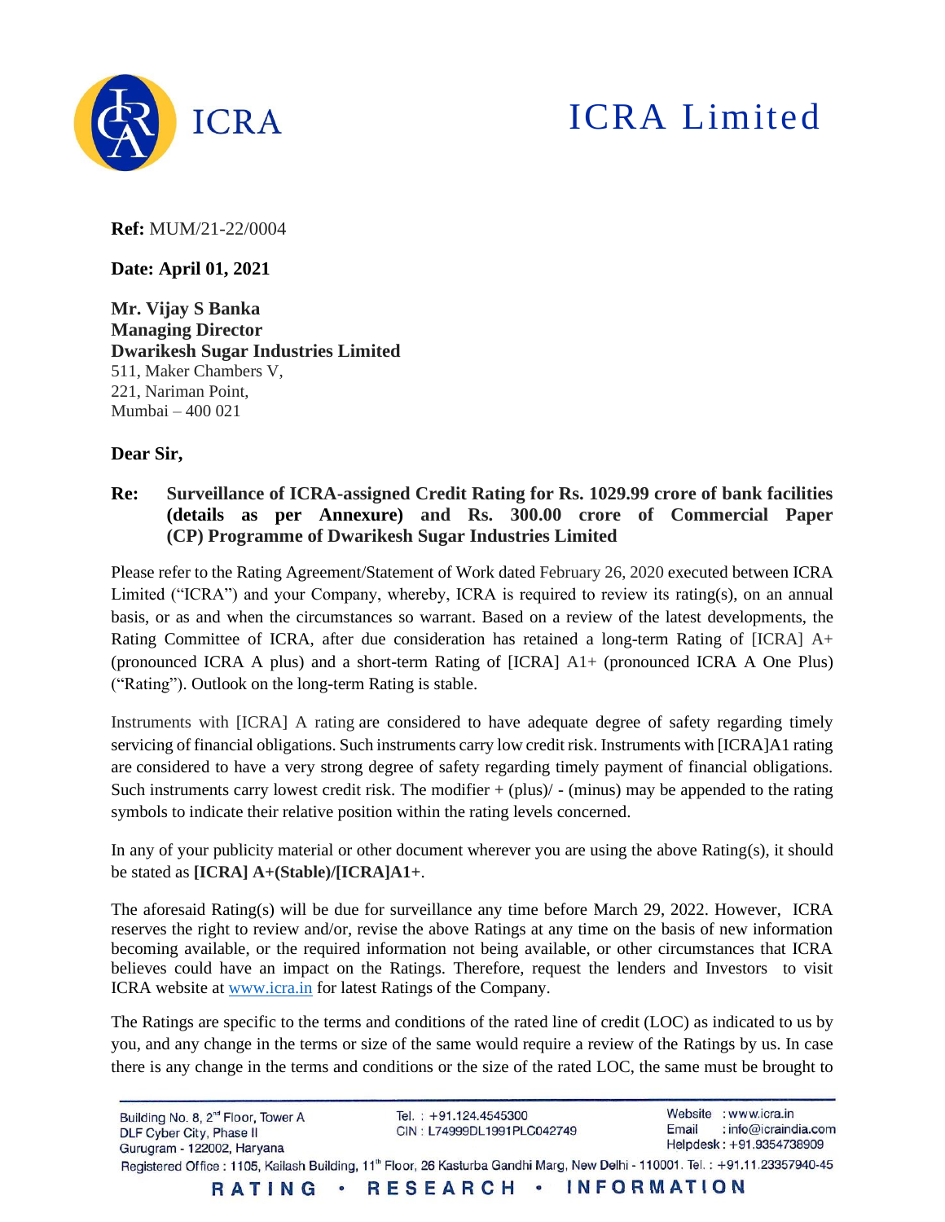**Ref:** MUM/21-22/0004

**Date: April 01, 2021**

**Mr. Vijay S Banka**
**Managing Director**
**Dwarikesh Sugar Industries Limited**
511, Maker Chambers V,
221, Nariman Point,
Mumbai – 400 021

**Dear Sir,**

**Re: Surveillance of ICRA-assigned Credit Rating for Rs. 1029.99 crore of bank facilities (details as per Annexure) and Rs. 300.00 crore of Commercial Paper (CP) Programme of Dwarikesh Sugar Industries Limited**

Please refer to the Rating Agreement/Statement of Work dated February 26, 2020 executed between ICRA Limited ("ICRA") and your Company, whereby, ICRA is required to review its rating(s), on an annual basis, or as and when the circumstances so warrant. Based on a review of the latest developments, the Rating Committee of ICRA, after due consideration has retained a long-term Rating of [ICRA] A+ (pronounced ICRA A plus) and a short-term Rating of [ICRA] A1+ (pronounced ICRA A One Plus) ("Rating"). Outlook on the long-term Rating is stable.

Instruments with [ICRA] A rating are considered to have adequate degree of safety regarding timely servicing of financial obligations. Such instruments carry low credit risk. Instruments with [ICRA]A1 rating are considered to have a very strong degree of safety regarding timely payment of financial obligations. Such instruments carry lowest credit risk. The modifier + (plus)/ - (minus) may be appended to the rating symbols to indicate their relative position within the rating levels concerned.

In any of your publicity material or other document wherever you are using the above Rating(s), it should be stated as **[ICRA] A+(Stable)/[ICRA]A1+**.

The aforesaid Rating(s) will be due for surveillance any time before March 29, 2022. However, ICRA reserves the right to review and/or, revise the above Ratings at any time on the basis of new information becoming available, or the required information not being available, or other circumstances that ICRA believes could have an impact on the Ratings. Therefore, request the lenders and Investors to visit ICRA website at www.icra.in for latest Ratings of the Company.

The Ratings are specific to the terms and conditions of the rated line of credit (LOC) as indicated to us by you, and any change in the terms or size of the same would require a review of the Ratings by us. In case there is any change in the terms and conditions or the size of the rated LOC, the same must be brought to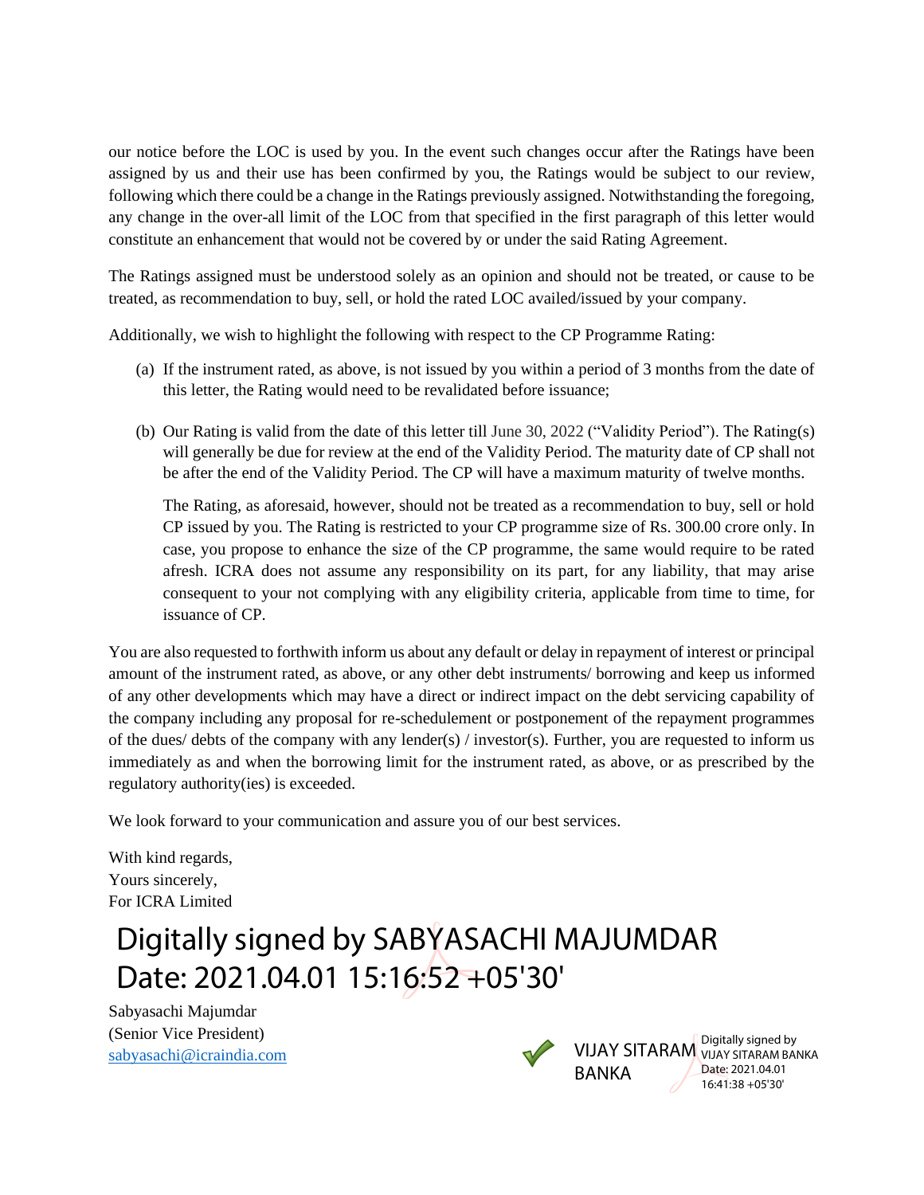our notice before the LOC is used by you. In the event such changes occur after the Ratings have been assigned by us and their use has been confirmed by you, the Ratings would be subject to our review, following which there could be a change in the Ratings previously assigned. Notwithstanding the foregoing, any change in the over-all limit of the LOC from that specified in the first paragraph of this letter would constitute an enhancement that would not be covered by or under the said Rating Agreement.

The Ratings assigned must be understood solely as an opinion and should not be treated, or cause to be treated, as recommendation to buy, sell, or hold the rated LOC availed/issued by your company.

Additionally, we wish to highlight the following with respect to the CP Programme Rating:

(a) If the instrument rated, as above, is not issued by you within a period of 3 months from the date of this letter, the Rating would need to be revalidated before issuance;

(b) Our Rating is valid from the date of this letter till June 30, 2022 ("Validity Period"). The Rating(s) will generally be due for review at the end of the Validity Period. The maturity date of CP shall not be after the end of the Validity Period. The CP will have a maximum maturity of twelve months.

    The Rating, as aforesaid, however, should not be treated as a recommendation to buy, sell or hold CP issued by you. The Rating is restricted to your CP programme size of Rs. 300.00 crore only. In case, you propose to enhance the size of the CP programme, the same would require to be rated afresh. ICRA does not assume any responsibility on its part, for any liability, that may arise consequent to your not complying with any eligibility criteria, applicable from time to time, for issuance of CP.

You are also requested to forthwith inform us about any default or delay in repayment of interest or principal amount of the instrument rated, as above, or any other debt instruments/ borrowing and keep us informed of any other developments which may have a direct or indirect impact on the debt servicing capability of the company including any proposal for re-schedulement or postponement of the repayment programmes of the dues/ debts of the company with any lender(s) / investor(s). Further, you are requested to inform us immediately as and when the borrowing limit for the instrument rated, as above, or as prescribed by the regulatory authority(ies) is exceeded.

We look forward to your communication and assure you of our best services.

With kind regards,
Yours sincerely,
For ICRA Limited

Digitally signed by SABYASACHI MAJUMDAR
Date: 2021.04.01 15:16:52 +05'30'

Sabyasachi Majumdar
(Senior Vice President)
sabyasachi@icraindia.com

VIJAY SITARAM BANKA
Digitally signed by VIJAY SITARAM BANKA
Date: 2021.04.01 16:41:38 +05'30'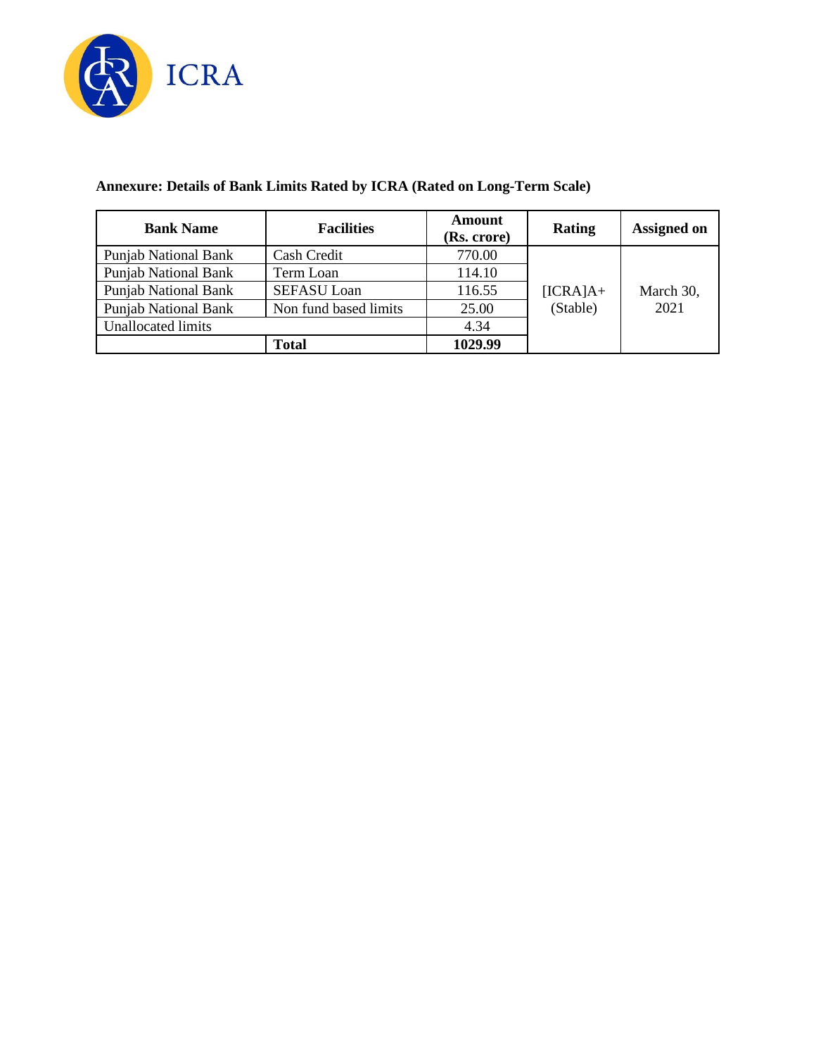**Annexure: Details of Bank Limits Rated by ICRA (Rated on Long-Term Scale)**

| Bank Name | Facilities | Amount (Rs. crore) | Rating | Assigned on |
|---|---|---|---|---|
| Punjab National Bank | Cash Credit | 770.00 | [ICRA]A+ (Stable) | March 30, 2021 |
| Punjab National Bank | Term Loan | 114.10 | | |
| Punjab National Bank | SEFASU Loan | 116.55 | | |
| Punjab National Bank | Non fund based limits | 25.00 | | |
| Unallocated limits | | 4.34 | | |
| | **Total** | **1029.99** | | |